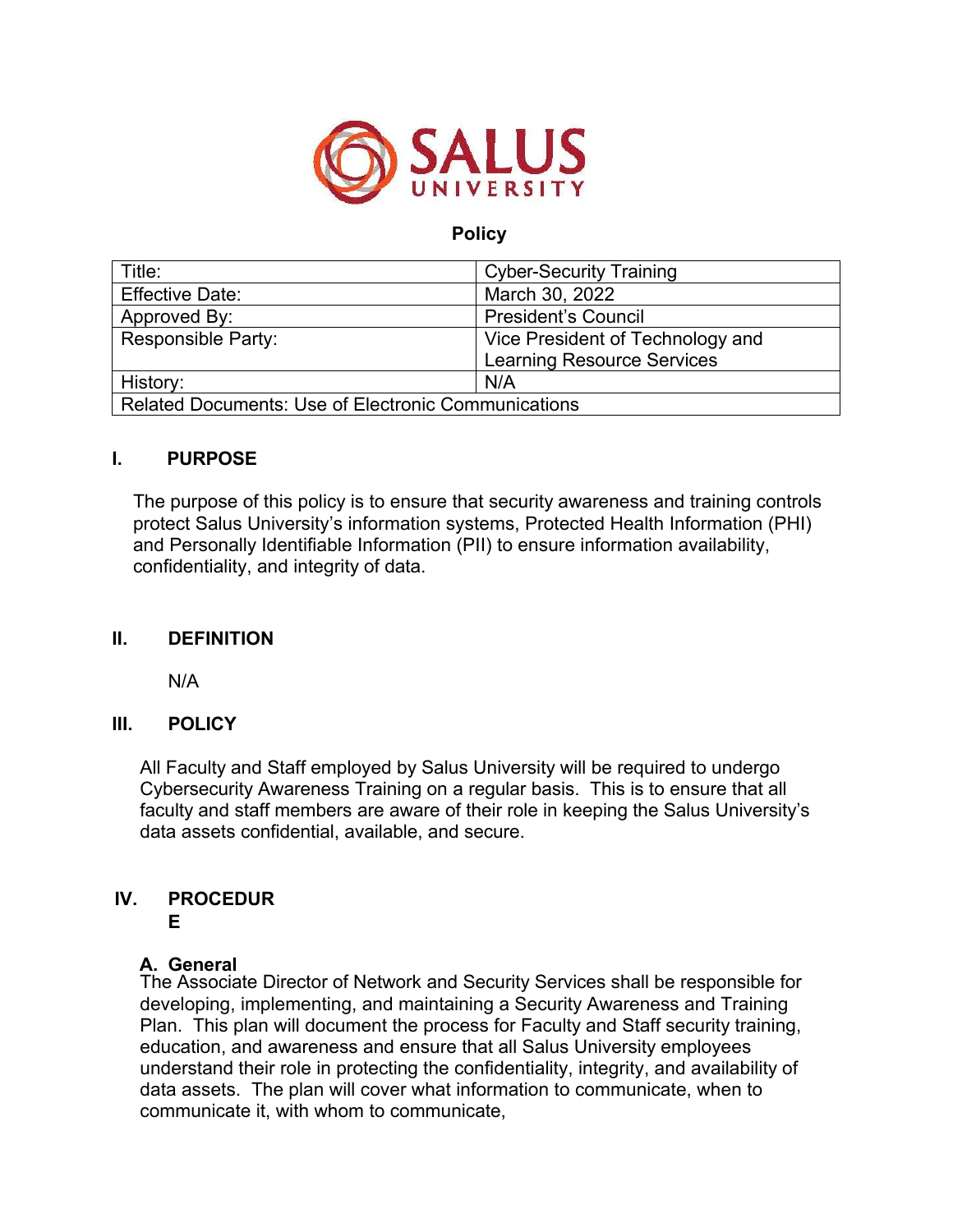SALUS UNIVERSITY

**Policy**

| Title: | Cyber-Security Training |
|---|---|
| Effective Date: | March 30, 2022 |
| Approved By: | President's Council |
| Responsible Party: | Vice President of Technology and Learning Resource Services |
| History: | N/A |
| Related Documents: Use of Electronic Communications | |

## I. PURPOSE

The purpose of this policy is to ensure that security awareness and training controls protect Salus University's information systems, Protected Health Information (PHI) and Personally Identifiable Information (PII) to ensure information availability, confidentiality, and integrity of data.

## II. DEFINITION

N/A

## III. POLICY

All Faculty and Staff employed by Salus University will be required to undergo Cybersecurity Awareness Training on a regular basis. This is to ensure that all faculty and staff members are aware of their role in keeping the Salus University's data assets confidential, available, and secure.

## IV. PROCEDURE

### A. General

The Associate Director of Network and Security Services shall be responsible for developing, implementing, and maintaining a Security Awareness and Training Plan. This plan will document the process for Faculty and Staff security training, education, and awareness and ensure that all Salus University employees understand their role in protecting the confidentiality, integrity, and availability of data assets. The plan will cover what information to communicate, when to communicate it, with whom to communicate,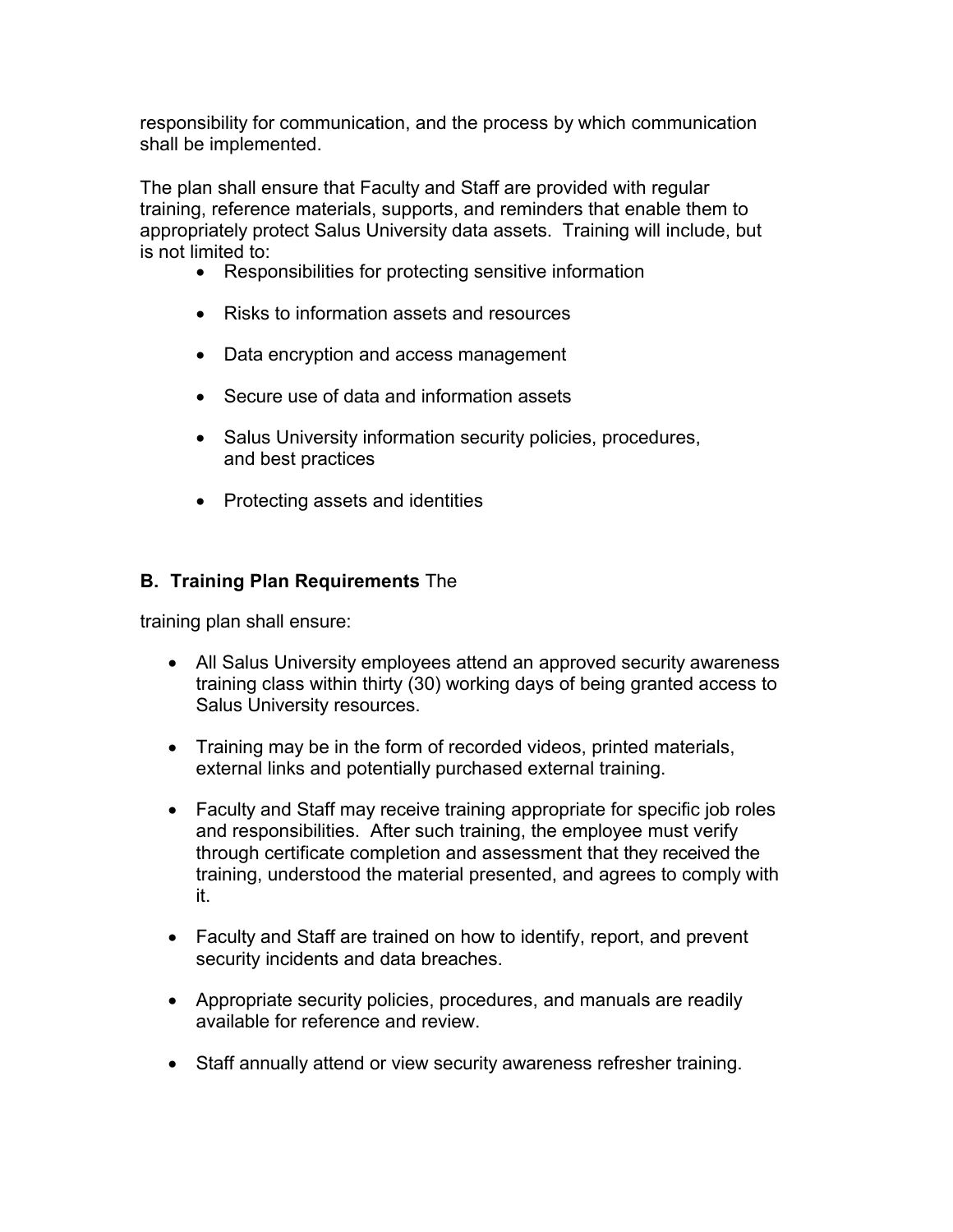responsibility for communication, and the process by which communication shall be implemented.

The plan shall ensure that Faculty and Staff are provided with regular training, reference materials, supports, and reminders that enable them to appropriately protect Salus University data assets. Training will include, but is not limited to:

- Responsibilities for protecting sensitive information
- Risks to information assets and resources
- Data encryption and access management
- Secure use of data and information assets
- Salus University information security policies, procedures, and best practices
- Protecting assets and identities

**B. Training Plan Requirements** The

training plan shall ensure:

- All Salus University employees attend an approved security awareness training class within thirty (30) working days of being granted access to Salus University resources.
- Training may be in the form of recorded videos, printed materials, external links and potentially purchased external training.
- Faculty and Staff may receive training appropriate for specific job roles and responsibilities. After such training, the employee must verify through certificate completion and assessment that they received the training, understood the material presented, and agrees to comply with it.
- Faculty and Staff are trained on how to identify, report, and prevent security incidents and data breaches.
- Appropriate security policies, procedures, and manuals are readily available for reference and review.
- Staff annually attend or view security awareness refresher training.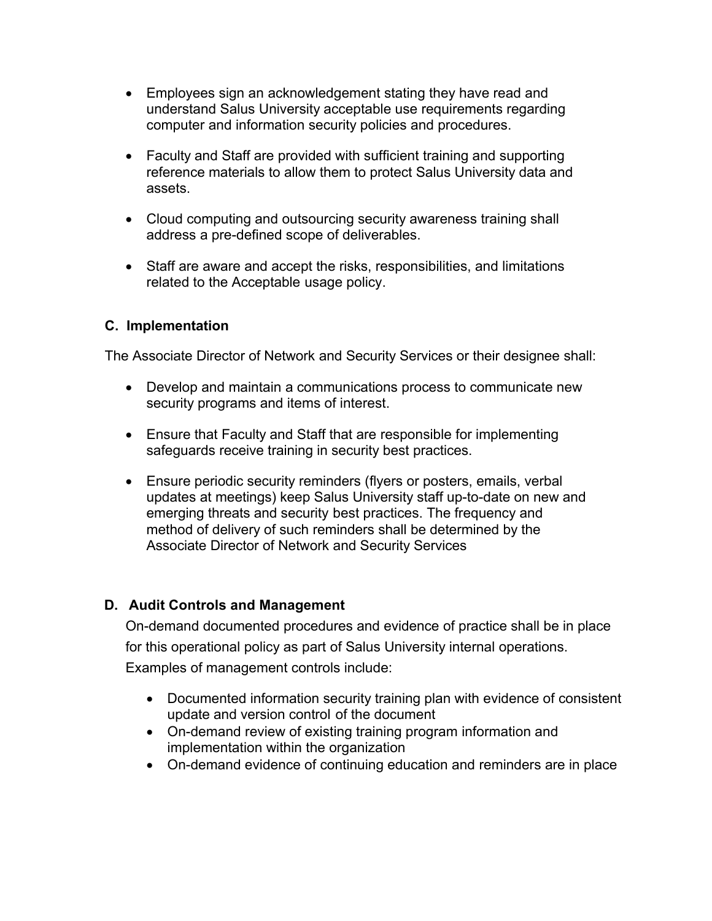- Employees sign an acknowledgement stating they have read and understand Salus University acceptable use requirements regarding computer and information security policies and procedures.

- Faculty and Staff are provided with sufficient training and supporting reference materials to allow them to protect Salus University data and assets.

- Cloud computing and outsourcing security awareness training shall address a pre-defined scope of deliverables.

- Staff are aware and accept the risks, responsibilities, and limitations related to the Acceptable usage policy.

### C. Implementation

The Associate Director of Network and Security Services or their designee shall:

- Develop and maintain a communications process to communicate new security programs and items of interest.

- Ensure that Faculty and Staff that are responsible for implementing safeguards receive training in security best practices.

- Ensure periodic security reminders (flyers or posters, emails, verbal updates at meetings) keep Salus University staff up-to-date on new and emerging threats and security best practices. The frequency and method of delivery of such reminders shall be determined by the Associate Director of Network and Security Services

### D. Audit Controls and Management

On-demand documented procedures and evidence of practice shall be in place for this operational policy as part of Salus University internal operations. Examples of management controls include:

- Documented information security training plan with evidence of consistent update and version control of the document
- On-demand review of existing training program information and implementation within the organization
- On-demand evidence of continuing education and reminders are in place